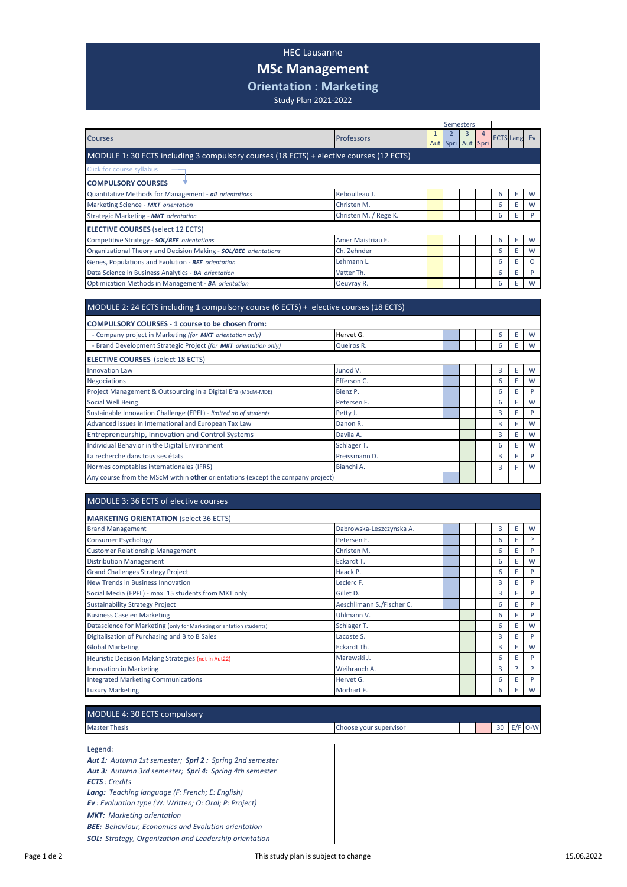# HEC Lausanne

# MSc Management

## Orientation : Marketing

Study Plan 2021-2022

| Courses | Professors | Semesters 1 Aut | 2 Spri | 3 Aut | 4 Spri | ECTS | Lang | Ev |
|---|---|---|---|---|---|---|---|---|
| **MODULE 1: 30 ECTS including 3 compulsory courses (18 ECTS) + elective courses (12 ECTS)** | | | | | | | | |
| Click for course syllabus | | | | | | | | |
| **COMPULSORY COURSES** | | | | | | | | |
| Quantitative Methods for Management - ***all*** *orientations* | Reboulleau J. | | | | | 6 | E | W |
| Marketing Science - ***MKT*** *orientation* | Christen M. | | | | | 6 | E | W |
| Strategic Marketing - ***MKT*** *orientation* | Christen M. / Rege K. | | | | | 6 | E | P |
| **ELECTIVE COURSES** (select 12 ECTS) | | | | | | | | |
| Competitive Strategy - ***SOL/BEE*** *orientations* | Amer Maistriau E. | | | | | 6 | E | W |
| Organizational Theory and Decision Making - ***SOL/BEE*** *orientations* | Ch. Zehnder | | | | | 6 | E | W |
| Genes, Populations and Evolution - ***BEE*** *orientation* | Lehmann L. | | | | | 6 | E | O |
| Data Science in Business Analytics - ***BA*** *orientation* | Vatter Th. | | | | | 6 | E | P |
| Optimization Methods in Management - ***BA*** *orientation* | Oeuvray R. | | | | | 6 | E | W |
| **MODULE 2: 24 ECTS including 1 compulsory course (6 ECTS) + elective courses (18 ECTS)** | | | | | | | | |
| **COMPULSORY COURSES - 1 course to be chosen from:** | | | | | | | | |
| - Company project in Marketing *(for **MKT** orientation only)* | Hervet G. | | | | | 6 | E | W |
| - Brand Development Strategic Project *(for **MKT** orientation only)* | Queiros R. | | | | | 6 | E | W |
| **ELECTIVE COURSES** (select 18 ECTS) | | | | | | | | |
| Innovation Law | Junod V. | | | | | 3 | E | W |
| Negociations | Efferson C. | | | | | 6 | E | W |
| Project Management & Outsourcing in a Digital Era (MScM-MDE) | Bienz P. | | | | | 6 | E | P |
| Social Well Being | Petersen F. | | | | | 6 | E | W |
| Sustainable Innovation Challenge (EPFL) - *limited nb of students* | Petty J. | | | | | 3 | E | P |
| Advanced issues in International and European Tax Law | Danon R. | | | | | 3 | E | W |
| Entrepreneurship, Innovation and Control Systems | Davila A. | | | | | 3 | E | W |
| Individual Behavior in the Digital Environment | Schlager T. | | | | | 6 | E | W |
| La recherche dans tous ses états | Preissmann D. | | | | | 3 | F | P |
| Normes comptables internationales (IFRS) | Bianchi A. | | | | | 3 | F | W |
| Any course from the MScM within **other** orientations (except the company project) | | | | | | | | |
| **MODULE 3: 36 ECTS of elective courses** | | | | | | | | |
| **MARKETING ORIENTATION** (select 36 ECTS) | | | | | | | | |
| Brand Management | Dabrowska-Leszczynska A. | | | | | 3 | E | W |
| Consumer Psychology | Petersen F. | | | | | 6 | E | ? |
| Customer Relationship Management | Christen M. | | | | | 6 | E | P |
| Distribution Management | Eckardt T. | | | | | 6 | E | W |
| Grand Challenges Strategy Project | Haack P. | | | | | 6 | E | P |
| New Trends in Business Innovation | Leclerc F. | | | | | 3 | E | P |
| Social Media (EPFL) - max. 15 students from MKT only | Gillet D. | | | | | 3 | E | P |
| Sustainability Strategy Project | Aeschlimann S./Fischer C. | | | | | 6 | E | P |
| Business Case en Marketing | Uhlmann V. | | | | | 6 | F | P |
| Datascience for Marketing (only for Marketing orientation students) | Schlager T. | | | | | 6 | E | W |
| Digitalisation of Purchasing and B to B Sales | Lacoste S. | | | | | 3 | E | P |
| Global Marketing | Eckardt Th. | | | | | 3 | E | W |
| ~~Heuristic Decision Making Strategies~~ (not in Aut22) | ~~Marewski J.~~ | | | | | ~~6~~ | ~~E~~ | ~~P~~ |
| Innovation in Marketing | Weihrauch A. | | | | | 3 | ? | ? |
| Integrated Marketing Communications | Hervet G. | | | | | 6 | E | P |
| Luxury Marketing | Morhart F. | | | | | 6 | E | W |
| **MODULE 4: 30 ECTS compulsory** | | | | | | | | |
| Master Thesis | Choose your supervisor | | | | | 30 | E/F | O-W |

Legend:

***Aut 1:*** *Autumn 1st semester;* ***Spri 2 :*** *Spring 2nd semester*
***Aut 3:*** *Autumn 3rd semester;* ***Spri 4:*** *Spring 4th semester*
***ECTS*** *: Credits*
***Lang:*** *Teaching language (F: French; E: English)*
***Ev*** *: Evaluation type (W: Written; O: Oral; P: Project)*
***MKT:*** *Marketing orientation*
***BEE:*** *Behaviour, Economics and Evolution orientation*
***SOL:*** *Strategy, Organization and Leadership orientation*

This study plan is subject to change

15.06.2022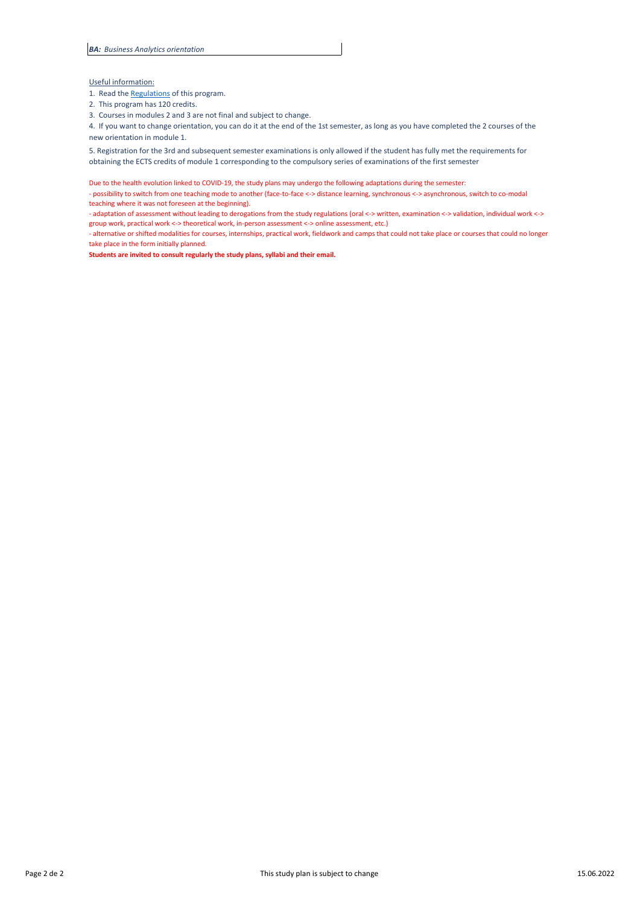***BA:** Business Analytics orientation*

Useful information:

1. Read the Regulations of this program.
2. This program has 120 credits.
3. Courses in modules 2 and 3 are not final and subject to change.
4. If you want to change orientation, you can do it at the end of the 1st semester, as long as you have completed the 2 courses of the new orientation in module 1.
5. Registration for the 3rd and subsequent semester examinations is only allowed if the student has fully met the requirements for obtaining the ECTS credits of module 1 corresponding to the compulsory series of examinations of the first semester

Due to the health evolution linked to COVID-19, the study plans may undergo the following adaptations during the semester:

- possibility to switch from one teaching mode to another (face-to-face <-> distance learning, synchronous <-> asynchronous, switch to co-modal teaching where it was not foreseen at the beginning).
- adaptation of assessment without leading to derogations from the study regulations (oral <-> written, examination <-> validation, individual work <-> group work, practical work <-> theoretical work, in-person assessment <-> online assessment, etc.)
- alternative or shifted modalities for courses, internships, practical work, fieldwork and camps that could not take place or courses that could no longer take place in the form initially planned.

**Students are invited to consult regularly the study plans, syllabi and their email.**

This study plan is subject to change

15.06.2022